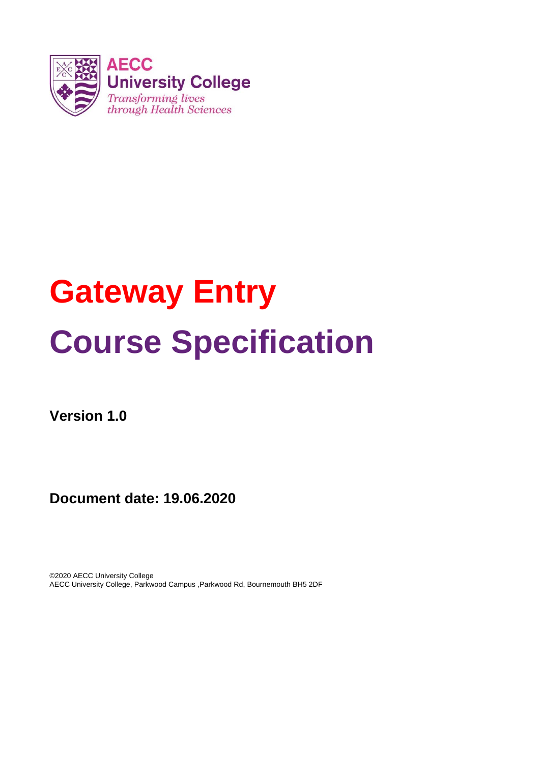AECC
University College
*Transforming lives through Health Sciences*

# Gateway Entry

# Course Specification

**Version 1.0**

**Document date: 19.06.2020**

©2020 AECC University College
AECC University College, Parkwood Campus ,Parkwood Rd, Bournemouth BH5 2DF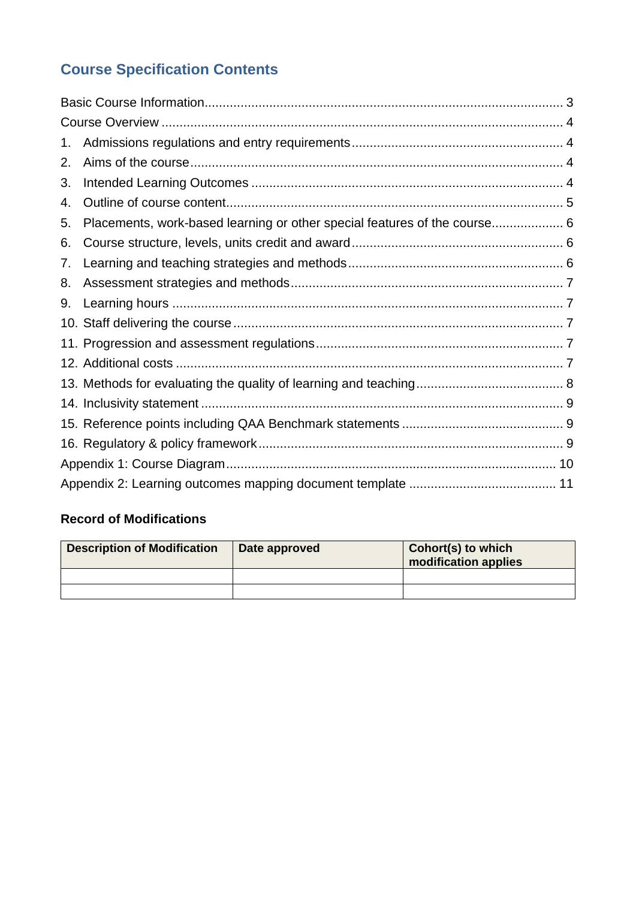## Course Specification Contents

Basic Course Information ... 3
Course Overview ... 4
1. Admissions regulations and entry requirements ... 4
2. Aims of the course ... 4
3. Intended Learning Outcomes ... 4
4. Outline of course content ... 5
5. Placements, work-based learning or other special features of the course ... 6
6. Course structure, levels, units credit and award ... 6
7. Learning and teaching strategies and methods ... 6
8. Assessment strategies and methods ... 7
9. Learning hours ... 7
10. Staff delivering the course ... 7
11. Progression and assessment regulations ... 7
12. Additional costs ... 7
13. Methods for evaluating the quality of learning and teaching ... 8
14. Inclusivity statement ... 9
15. Reference points including QAA Benchmark statements ... 9
16. Regulatory & policy framework ... 9

Appendix 1: Course Diagram ... 10
Appendix 2: Learning outcomes mapping document template ... 11

### Record of Modifications

| Description of Modification | Date approved | Cohort(s) to which modification applies |
|---|---|---|
| | | |
| | | |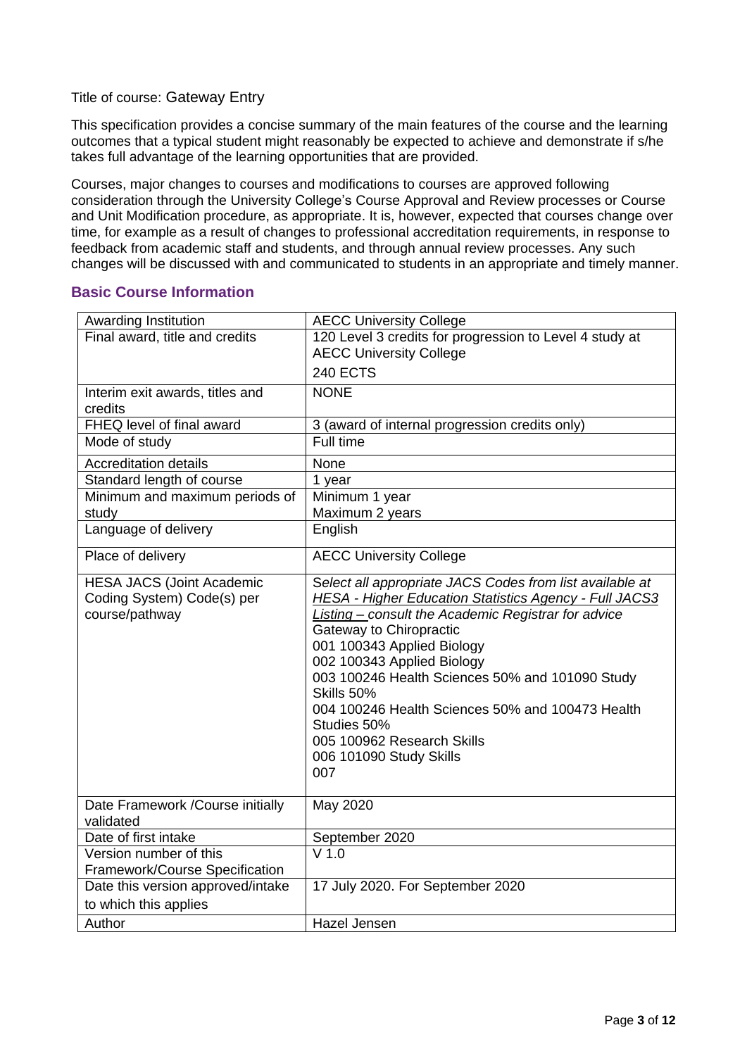Title of course: Gateway Entry

This specification provides a concise summary of the main features of the course and the learning outcomes that a typical student might reasonably be expected to achieve and demonstrate if s/he takes full advantage of the learning opportunities that are provided.

Courses, major changes to courses and modifications to courses are approved following consideration through the University College's Course Approval and Review processes or Course and Unit Modification procedure, as appropriate. It is, however, expected that courses change over time, for example as a result of changes to professional accreditation requirements, in response to feedback from academic staff and students, and through annual review processes. Any such changes will be discussed with and communicated to students in an appropriate and timely manner.

## Basic Course Information

| | |
|---|---|
| Awarding Institution | AECC University College |
| Final award, title and credits | 120 Level 3 credits for progression to Level 4 study at AECC University College<br>240 ECTS |
| Interim exit awards, titles and credits | NONE |
| FHEQ level of final award | 3 (award of internal progression credits only) |
| Mode of study | Full time |
| Accreditation details | None |
| Standard length of course | 1 year |
| Minimum and maximum periods of study | Minimum 1 year<br>Maximum 2 years |
| Language of delivery | English |
| Place of delivery | AECC University College |
| HESA JACS (Joint Academic Coding System) Code(s) per course/pathway | *Select all appropriate JACS Codes from list available at HESA - Higher Education Statistics Agency - Full JACS3 Listing – consult the Academic Registrar for advice*<br>Gateway to Chiropractic<br>001 100343 Applied Biology<br>002 100343 Applied Biology<br>003 100246 Health Sciences 50% and 101090 Study Skills 50%<br>004 100246 Health Sciences 50% and 100473 Health Studies 50%<br>005 100962 Research Skills<br>006 101090 Study Skills<br>007 |
| Date Framework /Course initially validated | May 2020 |
| Date of first intake | September 2020 |
| Version number of this Framework/Course Specification | V 1.0 |
| Date this version approved/intake to which this applies | 17 July 2020. For September 2020 |
| Author | Hazel Jensen |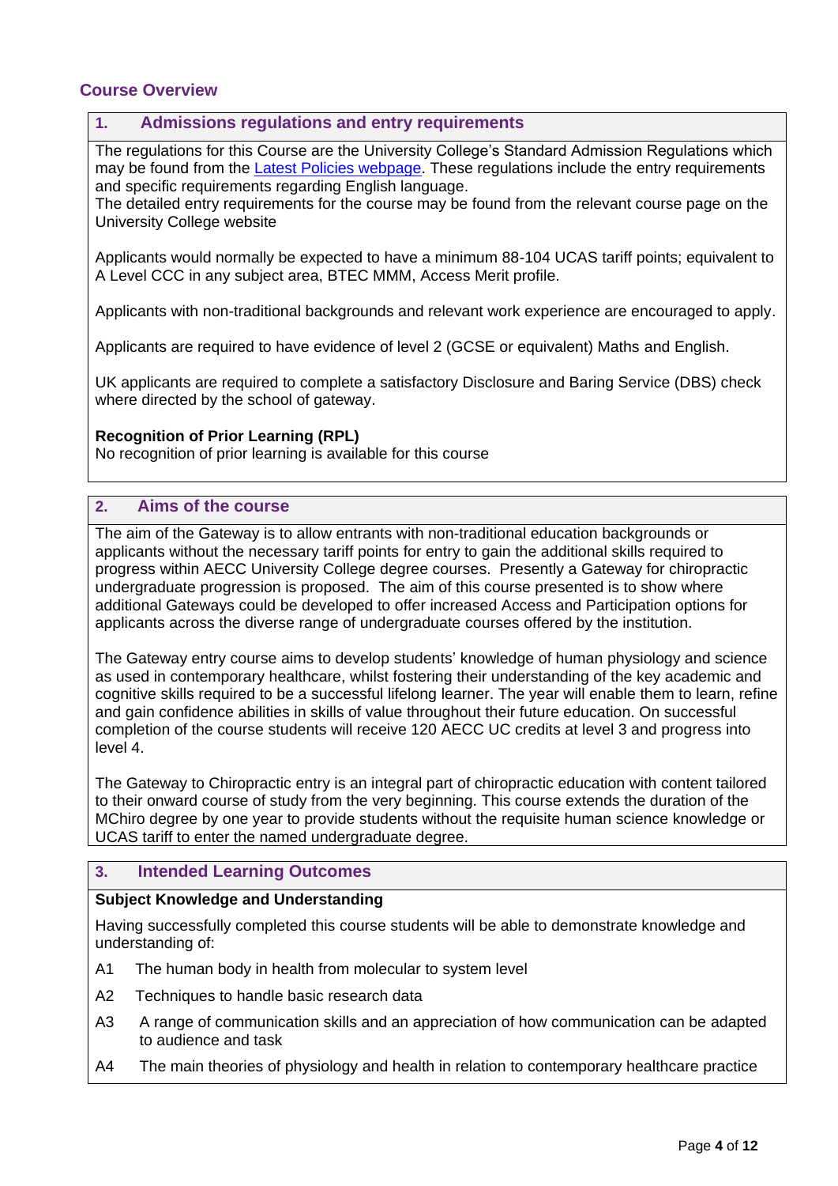## Course Overview

### 1. Admissions regulations and entry requirements

The regulations for this Course are the University College's Standard Admission Regulations which may be found from the [Latest Policies webpage](). These regulations include the entry requirements and specific requirements regarding English language.
The detailed entry requirements for the course may be found from the relevant course page on the University College website

Applicants would normally be expected to have a minimum 88-104 UCAS tariff points; equivalent to A Level CCC in any subject area, BTEC MMM, Access Merit profile.

Applicants with non-traditional backgrounds and relevant work experience are encouraged to apply.

Applicants are required to have evidence of level 2 (GCSE or equivalent) Maths and English.

UK applicants are required to complete a satisfactory Disclosure and Baring Service (DBS) check where directed by the school of gateway.

**Recognition of Prior Learning (RPL)**
No recognition of prior learning is available for this course

### 2. Aims of the course

The aim of the Gateway is to allow entrants with non-traditional education backgrounds or applicants without the necessary tariff points for entry to gain the additional skills required to progress within AECC University College degree courses. Presently a Gateway for chiropractic undergraduate progression is proposed. The aim of this course presented is to show where additional Gateways could be developed to offer increased Access and Participation options for applicants across the diverse range of undergraduate courses offered by the institution.

The Gateway entry course aims to develop students' knowledge of human physiology and science as used in contemporary healthcare, whilst fostering their understanding of the key academic and cognitive skills required to be a successful lifelong learner. The year will enable them to learn, refine and gain confidence abilities in skills of value throughout their future education. On successful completion of the course students will receive 120 AECC UC credits at level 3 and progress into level 4.

The Gateway to Chiropractic entry is an integral part of chiropractic education with content tailored to their onward course of study from the very beginning. This course extends the duration of the MChiro degree by one year to provide students without the requisite human science knowledge or UCAS tariff to enter the named undergraduate degree.

### 3. Intended Learning Outcomes

**Subject Knowledge and Understanding**

Having successfully completed this course students will be able to demonstrate knowledge and understanding of:

A1 The human body in health from molecular to system level

A2 Techniques to handle basic research data

A3 A range of communication skills and an appreciation of how communication can be adapted to audience and task

A4 The main theories of physiology and health in relation to contemporary healthcare practice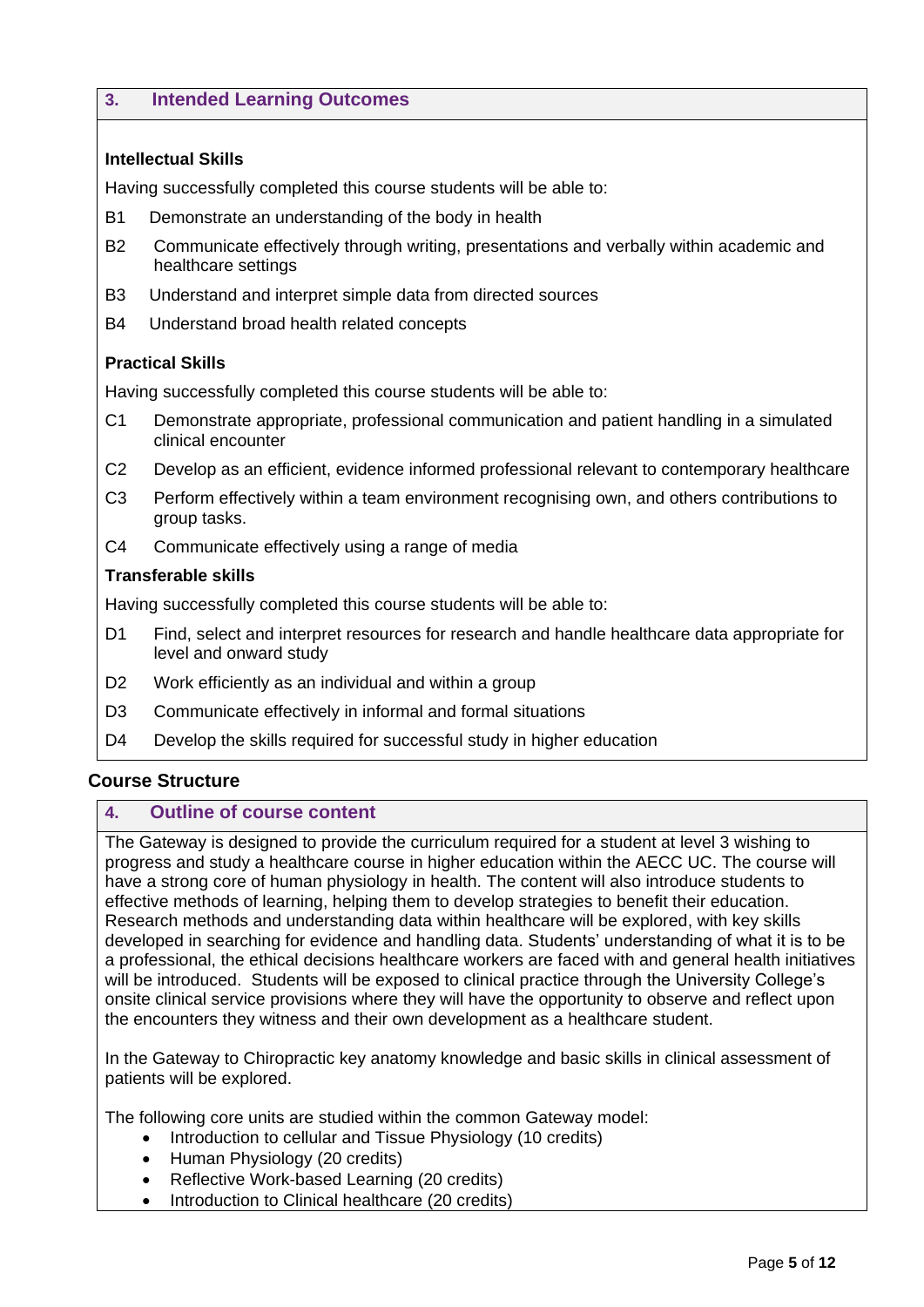## 3. Intended Learning Outcomes

**Intellectual Skills**

Having successfully completed this course students will be able to:

B1 Demonstrate an understanding of the body in health

B2 Communicate effectively through writing, presentations and verbally within academic and healthcare settings

B3 Understand and interpret simple data from directed sources

B4 Understand broad health related concepts

**Practical Skills**

Having successfully completed this course students will be able to:

C1 Demonstrate appropriate, professional communication and patient handling in a simulated clinical encounter

C2 Develop as an efficient, evidence informed professional relevant to contemporary healthcare

C3 Perform effectively within a team environment recognising own, and others contributions to group tasks.

C4 Communicate effectively using a range of media

**Transferable skills**

Having successfully completed this course students will be able to:

D1 Find, select and interpret resources for research and handle healthcare data appropriate for level and onward study

D2 Work efficiently as an individual and within a group

D3 Communicate effectively in informal and formal situations

D4 Develop the skills required for successful study in higher education

# Course Structure

## 4. Outline of course content

The Gateway is designed to provide the curriculum required for a student at level 3 wishing to progress and study a healthcare course in higher education within the AECC UC. The course will have a strong core of human physiology in health. The content will also introduce students to effective methods of learning, helping them to develop strategies to benefit their education. Research methods and understanding data within healthcare will be explored, with key skills developed in searching for evidence and handling data. Students' understanding of what it is to be a professional, the ethical decisions healthcare workers are faced with and general health initiatives will be introduced. Students will be exposed to clinical practice through the University College's onsite clinical service provisions where they will have the opportunity to observe and reflect upon the encounters they witness and their own development as a healthcare student.

In the Gateway to Chiropractic key anatomy knowledge and basic skills in clinical assessment of patients will be explored.

The following core units are studied within the common Gateway model:

- Introduction to cellular and Tissue Physiology (10 credits)
- Human Physiology (20 credits)
- Reflective Work-based Learning (20 credits)
- Introduction to Clinical healthcare (20 credits)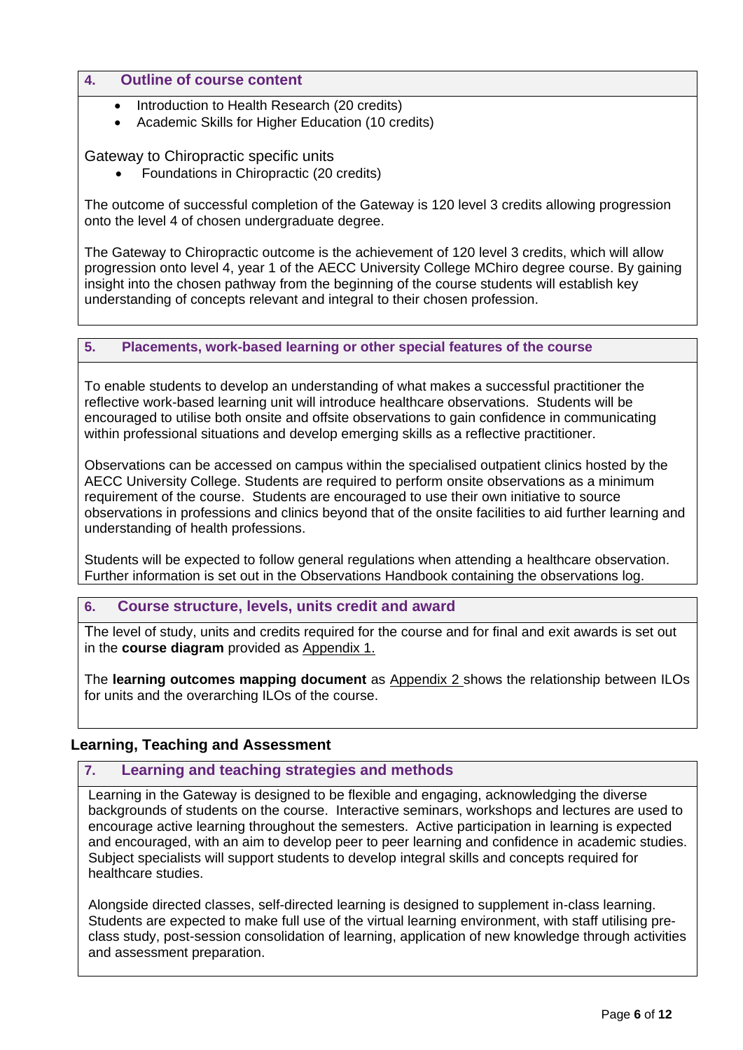## 4. Outline of course content

- Introduction to Health Research (20 credits)
- Academic Skills for Higher Education (10 credits)

Gateway to Chiropractic specific units

- Foundations in Chiropractic (20 credits)

The outcome of successful completion of the Gateway is 120 level 3 credits allowing progression onto the level 4 of chosen undergraduate degree.

The Gateway to Chiropractic outcome is the achievement of 120 level 3 credits, which will allow progression onto level 4, year 1 of the AECC University College MChiro degree course. By gaining insight into the chosen pathway from the beginning of the course students will establish key understanding of concepts relevant and integral to their chosen profession.

## 5. Placements, work-based learning or other special features of the course

To enable students to develop an understanding of what makes a successful practitioner the reflective work-based learning unit will introduce healthcare observations. Students will be encouraged to utilise both onsite and offsite observations to gain confidence in communicating within professional situations and develop emerging skills as a reflective practitioner.

Observations can be accessed on campus within the specialised outpatient clinics hosted by the AECC University College. Students are required to perform onsite observations as a minimum requirement of the course. Students are encouraged to use their own initiative to source observations in professions and clinics beyond that of the onsite facilities to aid further learning and understanding of health professions.

Students will be expected to follow general regulations when attending a healthcare observation. Further information is set out in the Observations Handbook containing the observations log.

## 6. Course structure, levels, units credit and award

The level of study, units and credits required for the course and for final and exit awards is set out in the **course diagram** provided as Appendix 1.

The **learning outcomes mapping document** as Appendix 2 shows the relationship between ILOs for units and the overarching ILOs of the course.

# Learning, Teaching and Assessment

## 7. Learning and teaching strategies and methods

Learning in the Gateway is designed to be flexible and engaging, acknowledging the diverse backgrounds of students on the course. Interactive seminars, workshops and lectures are used to encourage active learning throughout the semesters. Active participation in learning is expected and encouraged, with an aim to develop peer to peer learning and confidence in academic studies. Subject specialists will support students to develop integral skills and concepts required for healthcare studies.

Alongside directed classes, self-directed learning is designed to supplement in-class learning. Students are expected to make full use of the virtual learning environment, with staff utilising pre-class study, post-session consolidation of learning, application of new knowledge through activities and assessment preparation.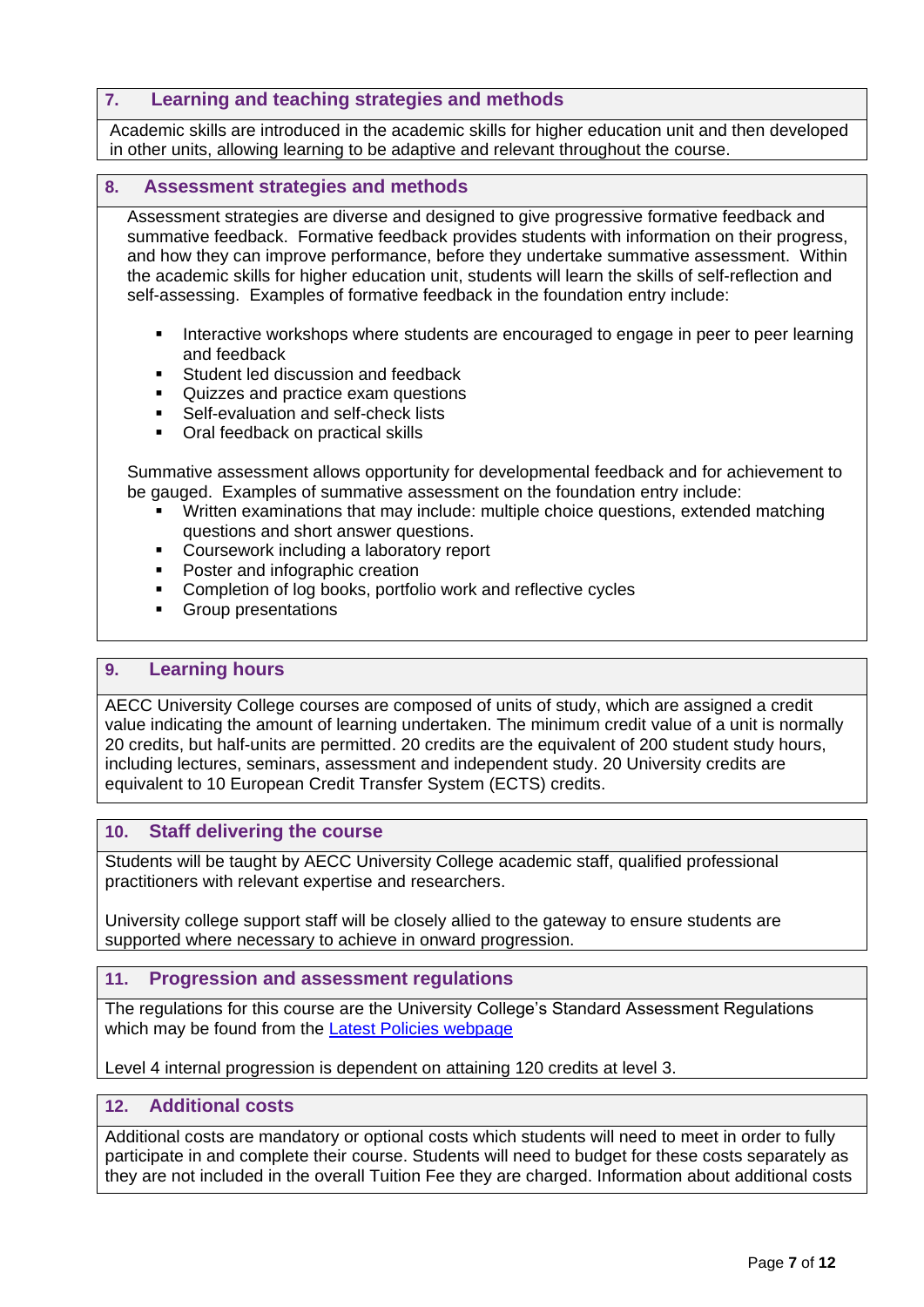## 7. Learning and teaching strategies and methods

Academic skills are introduced in the academic skills for higher education unit and then developed in other units, allowing learning to be adaptive and relevant throughout the course.

## 8. Assessment strategies and methods

Assessment strategies are diverse and designed to give progressive formative feedback and summative feedback. Formative feedback provides students with information on their progress, and how they can improve performance, before they undertake summative assessment. Within the academic skills for higher education unit, students will learn the skills of self-reflection and self-assessing. Examples of formative feedback in the foundation entry include:

- Interactive workshops where students are encouraged to engage in peer to peer learning and feedback
- Student led discussion and feedback
- Quizzes and practice exam questions
- Self-evaluation and self-check lists
- Oral feedback on practical skills

Summative assessment allows opportunity for developmental feedback and for achievement to be gauged. Examples of summative assessment on the foundation entry include:

- Written examinations that may include: multiple choice questions, extended matching questions and short answer questions.
- Coursework including a laboratory report
- Poster and infographic creation
- Completion of log books, portfolio work and reflective cycles
- Group presentations

## 9. Learning hours

AECC University College courses are composed of units of study, which are assigned a credit value indicating the amount of learning undertaken. The minimum credit value of a unit is normally 20 credits, but half-units are permitted. 20 credits are the equivalent of 200 student study hours, including lectures, seminars, assessment and independent study. 20 University credits are equivalent to 10 European Credit Transfer System (ECTS) credits.

## 10. Staff delivering the course

Students will be taught by AECC University College academic staff, qualified professional practitioners with relevant expertise and researchers.

University college support staff will be closely allied to the gateway to ensure students are supported where necessary to achieve in onward progression.

## 11. Progression and assessment regulations

The regulations for this course are the University College's Standard Assessment Regulations which may be found from the [Latest Policies webpage]()

Level 4 internal progression is dependent on attaining 120 credits at level 3.

## 12. Additional costs

Additional costs are mandatory or optional costs which students will need to meet in order to fully participate in and complete their course. Students will need to budget for these costs separately as they are not included in the overall Tuition Fee they are charged. Information about additional costs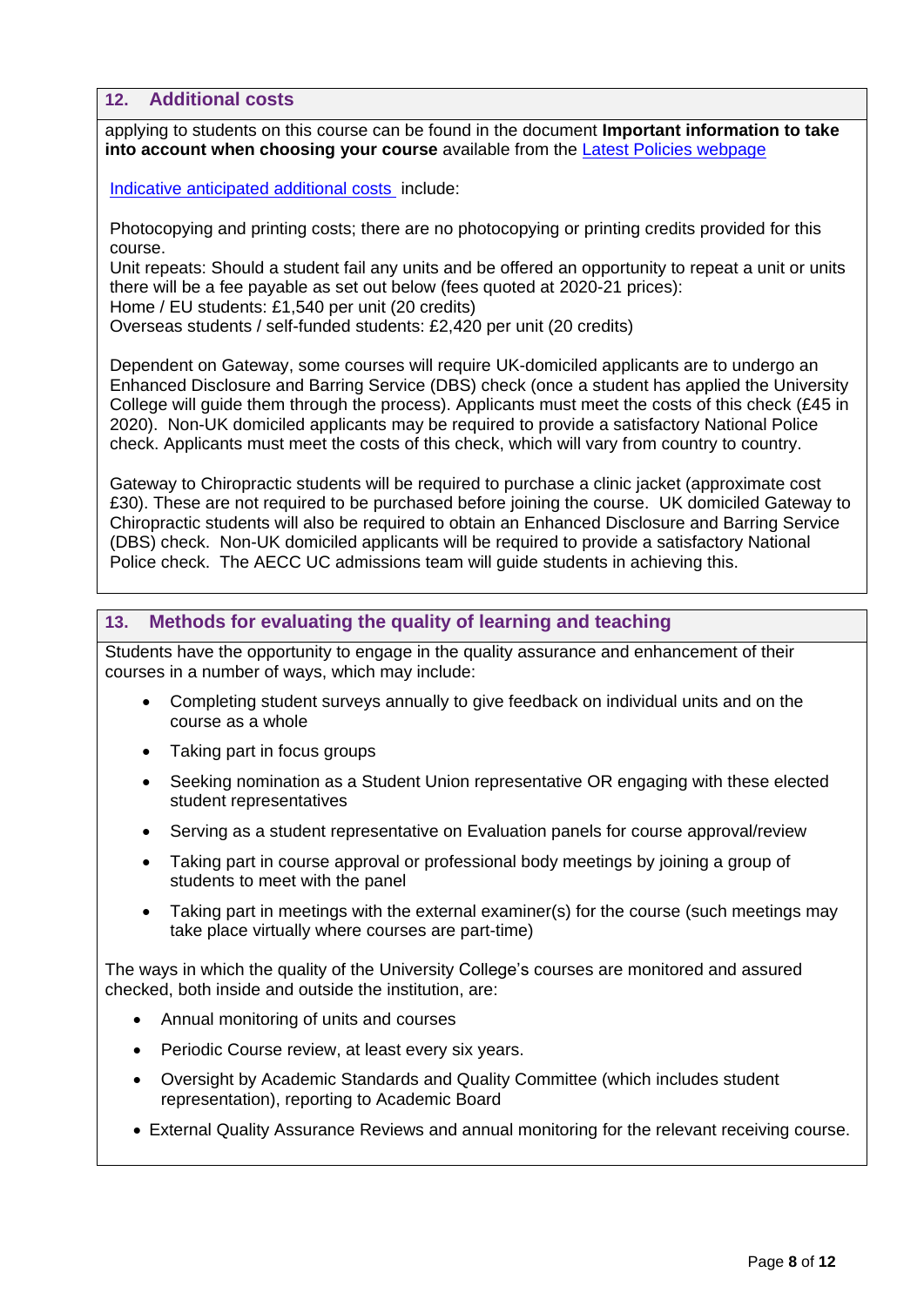## 12. Additional costs

applying to students on this course can be found in the document **Important information to take into account when choosing your course** available from the [Latest Policies webpage]

[Indicative anticipated additional costs] include:

Photocopying and printing costs; there are no photocopying or printing credits provided for this course.
Unit repeats: Should a student fail any units and be offered an opportunity to repeat a unit or units there will be a fee payable as set out below (fees quoted at 2020-21 prices):
Home / EU students: £1,540 per unit (20 credits)
Overseas students / self-funded students: £2,420 per unit (20 credits)

Dependent on Gateway, some courses will require UK-domiciled applicants are to undergo an Enhanced Disclosure and Barring Service (DBS) check (once a student has applied the University College will guide them through the process). Applicants must meet the costs of this check (£45 in 2020). Non-UK domiciled applicants may be required to provide a satisfactory National Police check. Applicants must meet the costs of this check, which will vary from country to country.

Gateway to Chiropractic students will be required to purchase a clinic jacket (approximate cost £30). These are not required to be purchased before joining the course. UK domiciled Gateway to Chiropractic students will also be required to obtain an Enhanced Disclosure and Barring Service (DBS) check. Non-UK domiciled applicants will be required to provide a satisfactory National Police check. The AECC UC admissions team will guide students in achieving this.

## 13. Methods for evaluating the quality of learning and teaching

Students have the opportunity to engage in the quality assurance and enhancement of their courses in a number of ways, which may include:

- Completing student surveys annually to give feedback on individual units and on the course as a whole
- Taking part in focus groups
- Seeking nomination as a Student Union representative OR engaging with these elected student representatives
- Serving as a student representative on Evaluation panels for course approval/review
- Taking part in course approval or professional body meetings by joining a group of students to meet with the panel
- Taking part in meetings with the external examiner(s) for the course (such meetings may take place virtually where courses are part-time)

The ways in which the quality of the University College's courses are monitored and assured checked, both inside and outside the institution, are:

- Annual monitoring of units and courses
- Periodic Course review, at least every six years.
- Oversight by Academic Standards and Quality Committee (which includes student representation), reporting to Academic Board
- External Quality Assurance Reviews and annual monitoring for the relevant receiving course.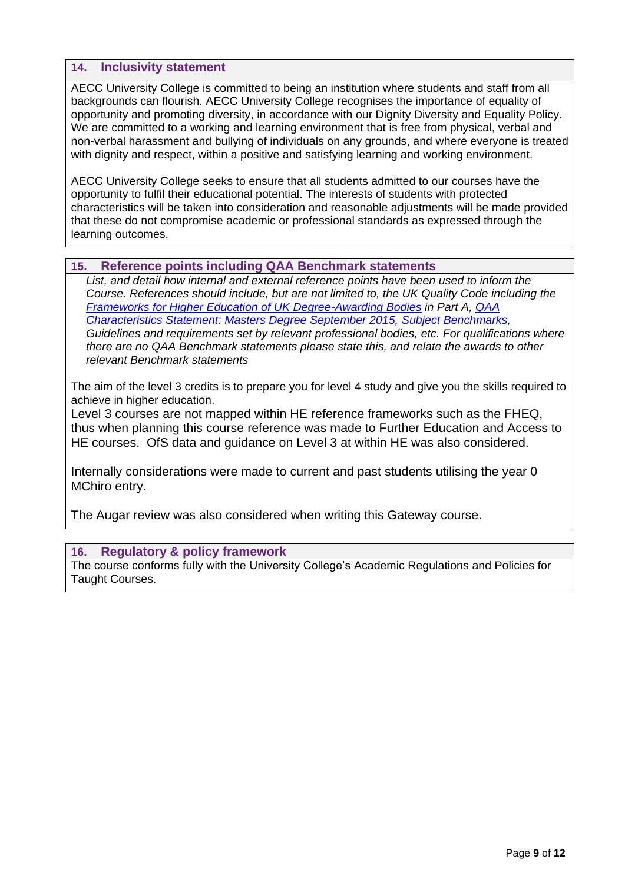## 14. Inclusivity statement

AECC University College is committed to being an institution where students and staff from all backgrounds can flourish. AECC University College recognises the importance of equality of opportunity and promoting diversity, in accordance with our Dignity Diversity and Equality Policy. We are committed to a working and learning environment that is free from physical, verbal and non-verbal harassment and bullying of individuals on any grounds, and where everyone is treated with dignity and respect, within a positive and satisfying learning and working environment.

AECC University College seeks to ensure that all students admitted to our courses have the opportunity to fulfil their educational potential. The interests of students with protected characteristics will be taken into consideration and reasonable adjustments will be made provided that these do not compromise academic or professional standards as expressed through the learning outcomes.

## 15. Reference points including QAA Benchmark statements

*List, and detail how internal and external reference points have been used to inform the Course. References should include, but are not limited to, the UK Quality Code including the Frameworks for Higher Education of UK Degree-Awarding Bodies in Part A, QAA Characteristics Statement: Masters Degree September 2015, Subject Benchmarks, Guidelines and requirements set by relevant professional bodies, etc. For qualifications where there are no QAA Benchmark statements please state this, and relate the awards to other relevant Benchmark statements*

The aim of the level 3 credits is to prepare you for level 4 study and give you the skills required to achieve in higher education.
Level 3 courses are not mapped within HE reference frameworks such as the FHEQ, thus when planning this course reference was made to Further Education and Access to HE courses. OfS data and guidance on Level 3 at within HE was also considered.

Internally considerations were made to current and past students utilising the year 0 MChiro entry.

The Augar review was also considered when writing this Gateway course.

## 16. Regulatory & policy framework

The course conforms fully with the University College's Academic Regulations and Policies for Taught Courses.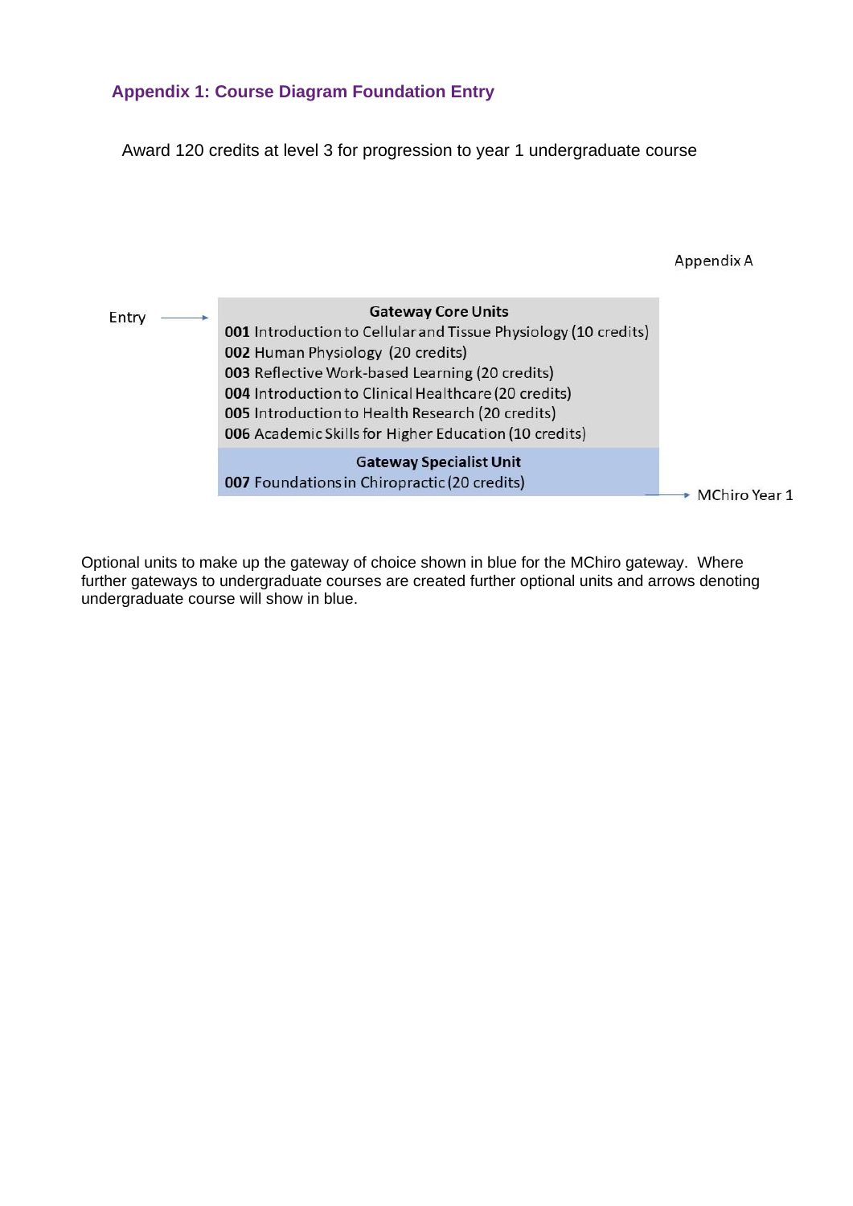## Appendix 1: Course Diagram Foundation Entry

Award 120 credits at level 3 for progression to year 1 undergraduate course

Appendix A

Entry →

**Gateway Core Units**

**001** Introduction to Cellular and Tissue Physiology (10 credits)
**002** Human Physiology (20 credits)
**003** Reflective Work-based Learning (20 credits)
**004** Introduction to Clinical Healthcare (20 credits)
**005** Introduction to Health Research (20 credits)
**006** Academic Skills for Higher Education (10 credits)

**Gateway Specialist Unit**

**007** Foundations in Chiropractic (20 credits)

→ MChiro Year 1

Optional units to make up the gateway of choice shown in blue for the MChiro gateway. Where further gateways to undergraduate courses are created further optional units and arrows denoting undergraduate course will show in blue.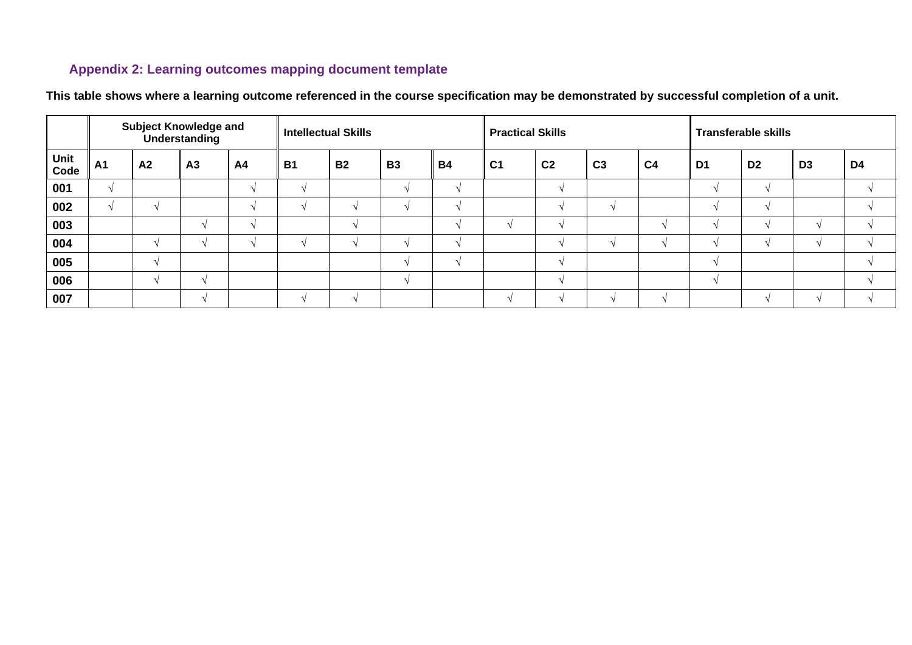## Appendix 2: Learning outcomes mapping document template

**This table shows where a learning outcome referenced in the course specification may be demonstrated by successful completion of a unit.**

| | Subject Knowledge and Understanding | | | | Intellectual Skills | | | | Practical Skills | | | | Transferable skills | | | |
|---|---|---|---|---|---|---|---|---|---|---|---|---|---|---|---|---|
| **Unit Code** | **A1** | **A2** | **A3** | **A4** | **B1** | **B2** | **B3** | **B4** | **C1** | **C2** | **C3** | **C4** | **D1** | **D2** | **D3** | **D4** |
| **001** | √ | | | √ | √ | | √ | √ | | √ | | | √ | √ | | √ |
| **002** | √ | √ | | √ | √ | √ | √ | √ | | √ | √ | | √ | √ | | √ |
| **003** | | | √ | √ | | √ | | √ | √ | √ | | √ | √ | √ | √ | √ |
| **004** | | √ | √ | √ | √ | √ | √ | √ | | √ | √ | √ | √ | √ | √ | √ |
| **005** | | √ | | | | | √ | √ | | √ | | | √ | | | √ |
| **006** | | √ | √ | | | | √ | | | √ | | | √ | | | √ |
| **007** | | | √ | | √ | √ | | | √ | √ | √ | √ | | √ | √ | √ |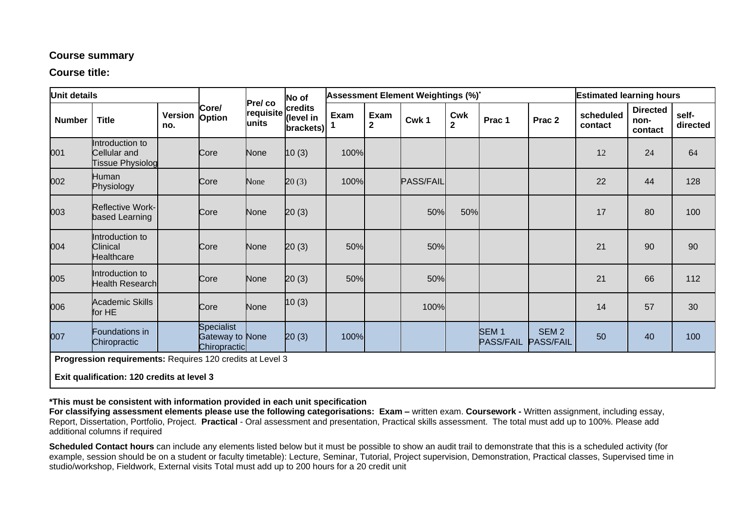**Course summary**

**Course title:**

| Unit details | | | Core/ Option | Pre/ co requisite units | No of credits (level in brackets) | Assessment Element Weightings (%)* | | | | | | Estimated learning hours | | |
|---|---|---|---|---|---|---|---|---|---|---|---|---|---|---|
| **Number** | **Title** | **Version no.** | | | | **Exam 1** | **Exam 2** | **Cwk 1** | **Cwk 2** | **Prac 1** | **Prac 2** | **scheduled contact** | **Directed non-contact** | **self-directed** |
| 001 | Introduction to Cellular and Tissue Physiolog | | Core | None | 10 (3) | 100% | | | | | | 12 | 24 | 64 |
| 002 | Human Physiology | | Core | None | 20 (3) | 100% | | PASS/FAIL | | | | 22 | 44 | 128 |
| 003 | Reflective Work-based Learning | | Core | None | 20 (3) | | | 50% | 50% | | | 17 | 80 | 100 |
| 004 | Introduction to Clinical Healthcare | | Core | None | 20 (3) | 50% | | 50% | | | | 21 | 90 | 90 |
| 005 | Introduction to Health Research | | Core | None | 20 (3) | 50% | | 50% | | | | 21 | 66 | 112 |
| 006 | Academic Skills for HE | | Core | None | 10 (3) | | | 100% | | | | 14 | 57 | 30 |
| 007 | Foundations in Chiropractic | | Specialist Gateway to Chiropractic | None | 20 (3) | 100% | | | | SEM 1 PASS/FAIL | SEM 2 PASS/FAIL | 50 | 40 | 100 |
| **Progression requirements:** Requires 120 credits at Level 3 | | | | | | | | | | | | | | |
| **Exit qualification: 120 credits at level 3** | | | | | | | | | | | | | | |

**\*This must be consistent with information provided in each unit specification**
**For classifying assessment elements please use the following categorisations: Exam –** written exam. **Coursework -** Written assignment, including essay, Report, Dissertation, Portfolio, Project. **Practical** - Oral assessment and presentation, Practical skills assessment. The total must add up to 100%. Please add additional columns if required

**Scheduled Contact hours** can include any elements listed below but it must be possible to show an audit trail to demonstrate that this is a scheduled activity (for example, session should be on a student or faculty timetable): Lecture, Seminar, Tutorial, Project supervision, Demonstration, Practical classes, Supervised time in studio/workshop, Fieldwork, External visits Total must add up to 200 hours for a 20 credit unit